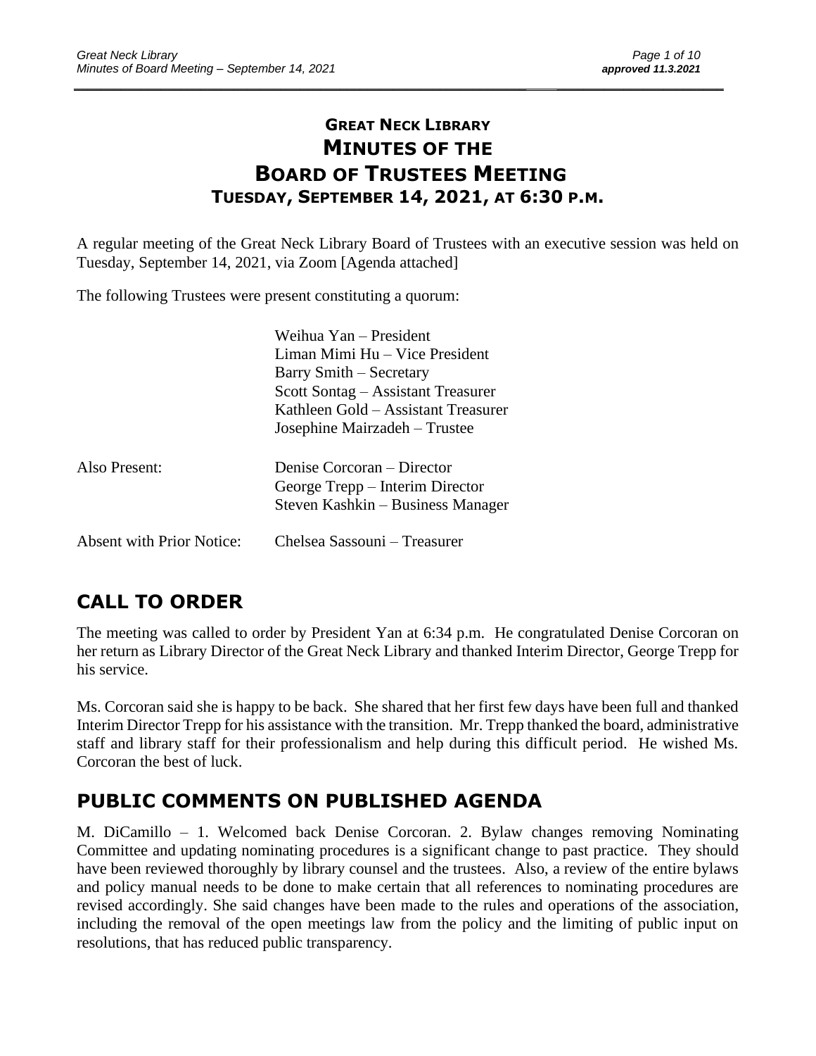# GREAT NECK LIBRARY
# MINUTES OF THE BOARD OF TRUSTEES MEETING
## TUESDAY, SEPTEMBER 14, 2021, AT 6:30 P.M.

A regular meeting of the Great Neck Library Board of Trustees with an executive session was held on Tuesday, September 14, 2021, via Zoom [Agenda attached]

The following Trustees were present constituting a quorum:

| | |
|---|---|
| | Weihua Yan – President |
| | Liman Mimi Hu – Vice President |
| | Barry Smith – Secretary |
| | Scott Sontag – Assistant Treasurer |
| | Kathleen Gold – Assistant Treasurer |
| | Josephine Mairzadeh – Trustee |
| Also Present: | Denise Corcoran – Director |
| | George Trepp – Interim Director |
| | Steven Kashkin – Business Manager |
| Absent with Prior Notice: | Chelsea Sassouni – Treasurer |

## CALL TO ORDER

The meeting was called to order by President Yan at 6:34 p.m. He congratulated Denise Corcoran on her return as Library Director of the Great Neck Library and thanked Interim Director, George Trepp for his service.

Ms. Corcoran said she is happy to be back. She shared that her first few days have been full and thanked Interim Director Trepp for his assistance with the transition. Mr. Trepp thanked the board, administrative staff and library staff for their professionalism and help during this difficult period. He wished Ms. Corcoran the best of luck.

## PUBLIC COMMENTS ON PUBLISHED AGENDA

M. DiCamillo – 1. Welcomed back Denise Corcoran. 2. Bylaw changes removing Nominating Committee and updating nominating procedures is a significant change to past practice. They should have been reviewed thoroughly by library counsel and the trustees. Also, a review of the entire bylaws and policy manual needs to be done to make certain that all references to nominating procedures are revised accordingly. She said changes have been made to the rules and operations of the association, including the removal of the open meetings law from the policy and the limiting of public input on resolutions, that has reduced public transparency.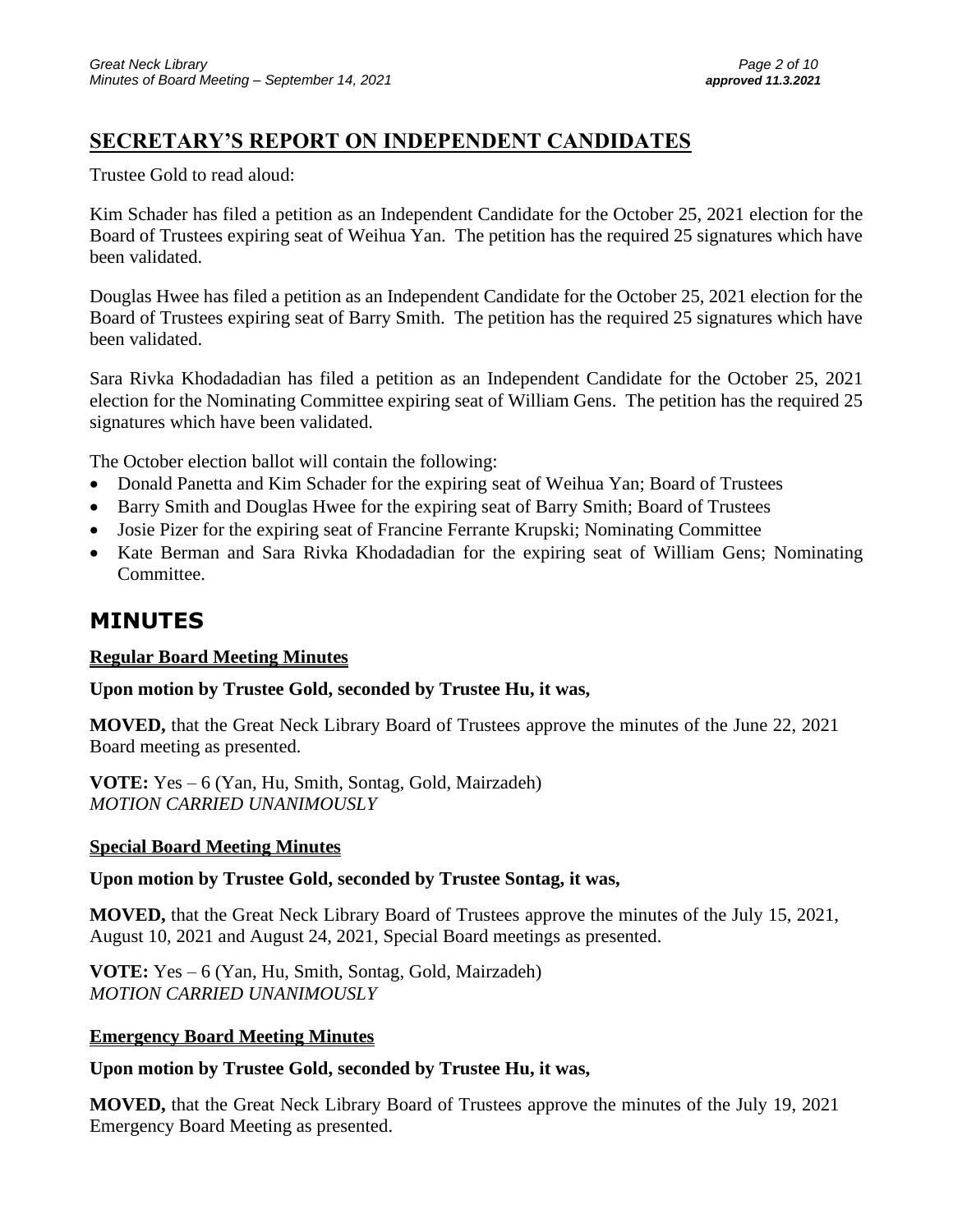## SECRETARY'S REPORT ON INDEPENDENT CANDIDATES

Trustee Gold to read aloud:

Kim Schader has filed a petition as an Independent Candidate for the October 25, 2021 election for the Board of Trustees expiring seat of Weihua Yan. The petition has the required 25 signatures which have been validated.

Douglas Hwee has filed a petition as an Independent Candidate for the October 25, 2021 election for the Board of Trustees expiring seat of Barry Smith. The petition has the required 25 signatures which have been validated.

Sara Rivka Khodadadian has filed a petition as an Independent Candidate for the October 25, 2021 election for the Nominating Committee expiring seat of William Gens. The petition has the required 25 signatures which have been validated.

The October election ballot will contain the following:

- Donald Panetta and Kim Schader for the expiring seat of Weihua Yan; Board of Trustees
- Barry Smith and Douglas Hwee for the expiring seat of Barry Smith; Board of Trustees
- Josie Pizer for the expiring seat of Francine Ferrante Krupski; Nominating Committee
- Kate Berman and Sara Rivka Khodadadian for the expiring seat of William Gens; Nominating Committee.

# MINUTES

### Regular Board Meeting Minutes

**Upon motion by Trustee Gold, seconded by Trustee Hu, it was,**

**MOVED,** that the Great Neck Library Board of Trustees approve the minutes of the June 22, 2021 Board meeting as presented.

**VOTE:** Yes – 6 (Yan, Hu, Smith, Sontag, Gold, Mairzadeh)
*MOTION CARRIED UNANIMOUSLY*

### Special Board Meeting Minutes

**Upon motion by Trustee Gold, seconded by Trustee Sontag, it was,**

**MOVED,** that the Great Neck Library Board of Trustees approve the minutes of the July 15, 2021, August 10, 2021 and August 24, 2021, Special Board meetings as presented.

**VOTE:** Yes – 6 (Yan, Hu, Smith, Sontag, Gold, Mairzadeh)
*MOTION CARRIED UNANIMOUSLY*

### Emergency Board Meeting Minutes

**Upon motion by Trustee Gold, seconded by Trustee Hu, it was,**

**MOVED,** that the Great Neck Library Board of Trustees approve the minutes of the July 19, 2021 Emergency Board Meeting as presented.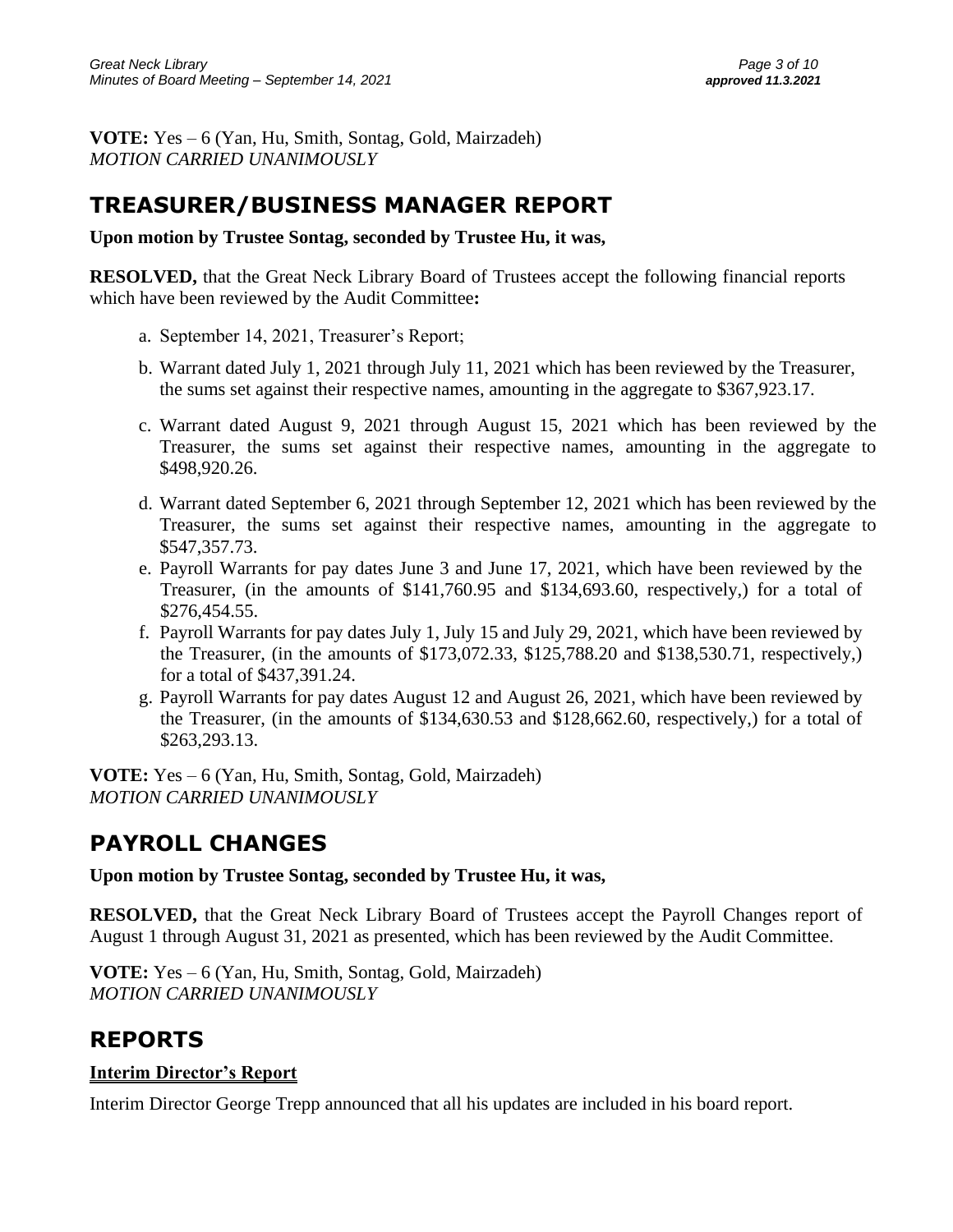**VOTE:** Yes – 6 (Yan, Hu, Smith, Sontag, Gold, Mairzadeh)
*MOTION CARRIED UNANIMOUSLY*

# TREASURER/BUSINESS MANAGER REPORT

**Upon motion by Trustee Sontag, seconded by Trustee Hu, it was,**

**RESOLVED,** that the Great Neck Library Board of Trustees accept the following financial reports which have been reviewed by the Audit Committee**:**

a. September 14, 2021, Treasurer's Report;

b. Warrant dated July 1, 2021 through July 11, 2021 which has been reviewed by the Treasurer, the sums set against their respective names, amounting in the aggregate to $367,923.17.

c. Warrant dated August 9, 2021 through August 15, 2021 which has been reviewed by the Treasurer, the sums set against their respective names, amounting in the aggregate to $498,920.26.

d. Warrant dated September 6, 2021 through September 12, 2021 which has been reviewed by the Treasurer, the sums set against their respective names, amounting in the aggregate to $547,357.73.

e. Payroll Warrants for pay dates June 3 and June 17, 2021, which have been reviewed by the Treasurer, (in the amounts of $141,760.95 and $134,693.60, respectively,) for a total of $276,454.55.

f. Payroll Warrants for pay dates July 1, July 15 and July 29, 2021, which have been reviewed by the Treasurer, (in the amounts of $173,072.33, $125,788.20 and $138,530.71, respectively,) for a total of $437,391.24.

g. Payroll Warrants for pay dates August 12 and August 26, 2021, which have been reviewed by the Treasurer, (in the amounts of $134,630.53 and $128,662.60, respectively,) for a total of $263,293.13.

**VOTE:** Yes – 6 (Yan, Hu, Smith, Sontag, Gold, Mairzadeh)
*MOTION CARRIED UNANIMOUSLY*

# PAYROLL CHANGES

**Upon motion by Trustee Sontag, seconded by Trustee Hu, it was,**

**RESOLVED,** that the Great Neck Library Board of Trustees accept the Payroll Changes report of August 1 through August 31, 2021 as presented, which has been reviewed by the Audit Committee.

**VOTE:** Yes – 6 (Yan, Hu, Smith, Sontag, Gold, Mairzadeh)
*MOTION CARRIED UNANIMOUSLY*

# REPORTS

## Interim Director's Report

Interim Director George Trepp announced that all his updates are included in his board report.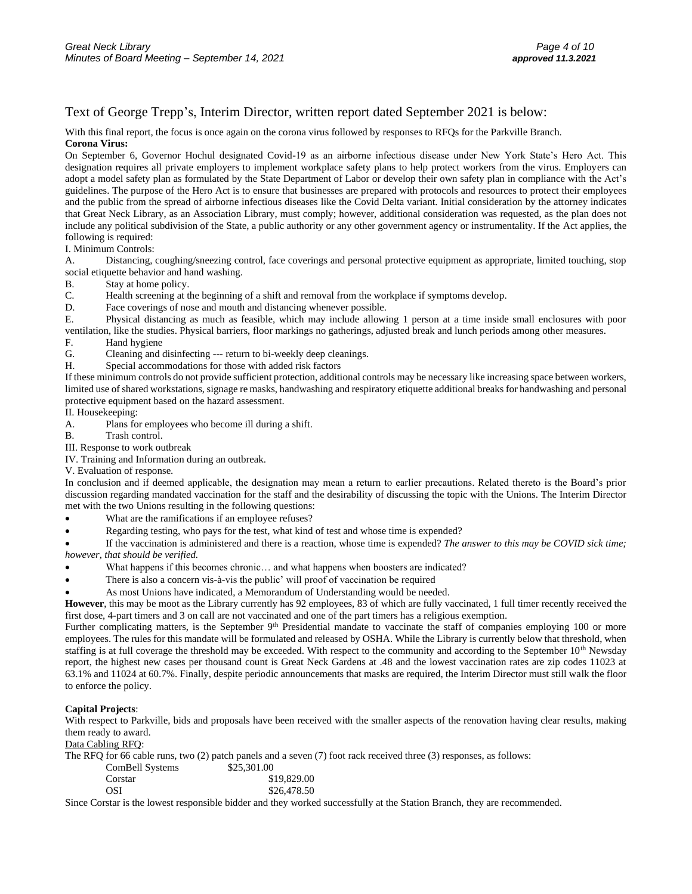Text of George Trepp's, Interim Director, written report dated September 2021 is below:

With this final report, the focus is once again on the corona virus followed by responses to RFQs for the Parkville Branch.

**Corona Virus:**

On September 6, Governor Hochul designated Covid-19 as an airborne infectious disease under New York State's Hero Act. This designation requires all private employers to implement workplace safety plans to help protect workers from the virus. Employers can adopt a model safety plan as formulated by the State Department of Labor or develop their own safety plan in compliance with the Act's guidelines. The purpose of the Hero Act is to ensure that businesses are prepared with protocols and resources to protect their employees and the public from the spread of airborne infectious diseases like the Covid Delta variant. Initial consideration by the attorney indicates that Great Neck Library, as an Association Library, must comply; however, additional consideration was requested, as the plan does not include any political subdivision of the State, a public authority or any other government agency or instrumentality. If the Act applies, the following is required:

I. Minimum Controls:

A. Distancing, coughing/sneezing control, face coverings and personal protective equipment as appropriate, limited touching, stop social etiquette behavior and hand washing.

B. Stay at home policy.

C. Health screening at the beginning of a shift and removal from the workplace if symptoms develop.

D. Face coverings of nose and mouth and distancing whenever possible.

E. Physical distancing as much as feasible, which may include allowing 1 person at a time inside small enclosures with poor ventilation, like the studies. Physical barriers, floor markings no gatherings, adjusted break and lunch periods among other measures.

F. Hand hygiene

G. Cleaning and disinfecting --- return to bi-weekly deep cleanings.

H. Special accommodations for those with added risk factors

If these minimum controls do not provide sufficient protection, additional controls may be necessary like increasing space between workers, limited use of shared workstations, signage re masks, handwashing and respiratory etiquette additional breaks for handwashing and personal protective equipment based on the hazard assessment.

II. Housekeeping:

A. Plans for employees who become ill during a shift.

B. Trash control.

III. Response to work outbreak

IV. Training and Information during an outbreak.

V. Evaluation of response.

In conclusion and if deemed applicable, the designation may mean a return to earlier precautions. Related thereto is the Board's prior discussion regarding mandated vaccination for the staff and the desirability of discussing the topic with the Unions. The Interim Director met with the two Unions resulting in the following questions:

- What are the ramifications if an employee refuses?
- Regarding testing, who pays for the test, what kind of test and whose time is expended?
- If the vaccination is administered and there is a reaction, whose time is expended? *The answer to this may be COVID sick time; however, that should be verified.*
- What happens if this becomes chronic… and what happens when boosters are indicated?
- There is also a concern vis-à-vis the public' will proof of vaccination be required
- As most Unions have indicated, a Memorandum of Understanding would be needed.

**However**, this may be moot as the Library currently has 92 employees, 83 of which are fully vaccinated, 1 full timer recently received the first dose, 4-part timers and 3 on call are not vaccinated and one of the part timers has a religious exemption.

Further complicating matters, is the September 9th Presidential mandate to vaccinate the staff of companies employing 100 or more employees. The rules for this mandate will be formulated and released by OSHA. While the Library is currently below that threshold, when staffing is at full coverage the threshold may be exceeded. With respect to the community and according to the September 10th Newsday report, the highest new cases per thousand count is Great Neck Gardens at .48 and the lowest vaccination rates are zip codes 11023 at 63.1% and 11024 at 60.7%. Finally, despite periodic announcements that masks are required, the Interim Director must still walk the floor to enforce the policy.

**Capital Projects**:

With respect to Parkville, bids and proposals have been received with the smaller aspects of the renovation having clear results, making them ready to award.

Data Cabling RFQ:

The RFQ for 66 cable runs, two (2) patch panels and a seven (7) foot rack received three (3) responses, as follows:

| | |
|---|---|
| ComBell Systems | $25,301.00 |
| Corstar | $19,829.00 |
| OSI | $26,478.50 |

Since Corstar is the lowest responsible bidder and they worked successfully at the Station Branch, they are recommended.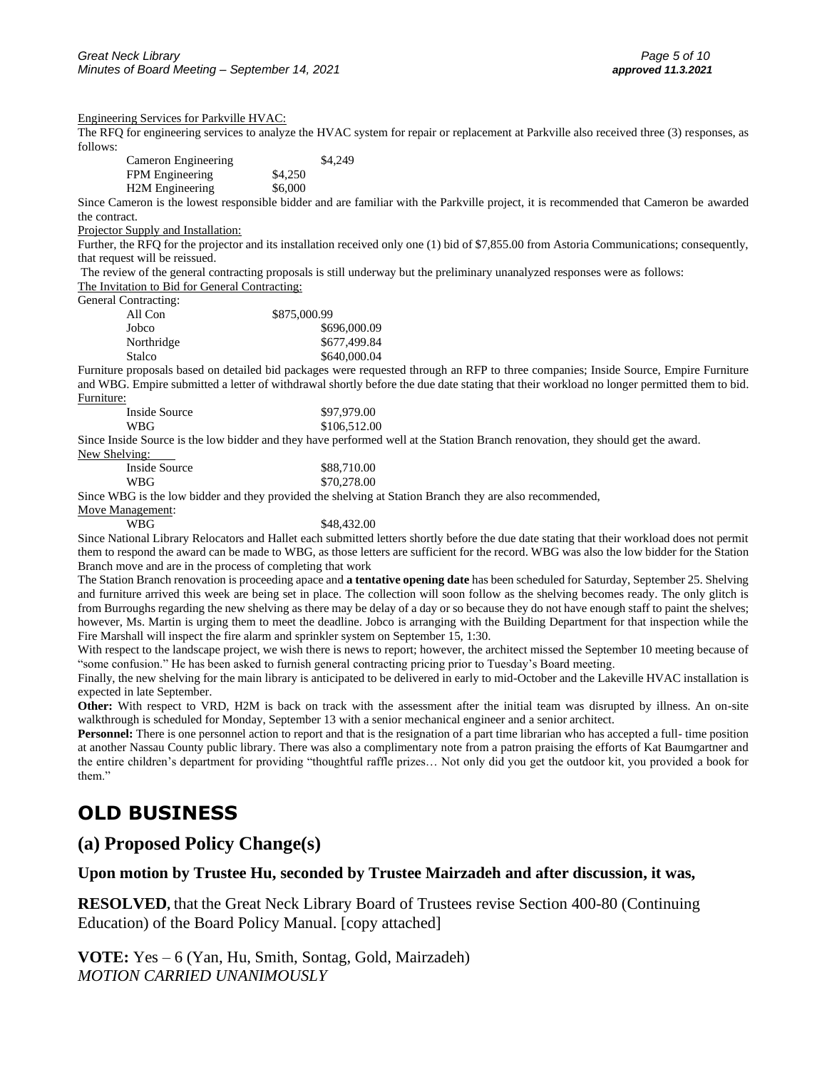Engineering Services for Parkville HVAC:

The RFQ for engineering services to analyze the HVAC system for repair or replacement at Parkville also received three (3) responses, as follows:

| | |
|---|---|
| Cameron Engineering | $4,249 |
| FPM Engineering | $4,250 |
| H2M Engineering | $6,000 |

Since Cameron is the lowest responsible bidder and are familiar with the Parkville project, it is recommended that Cameron be awarded the contract.

Projector Supply and Installation:

Further, the RFQ for the projector and its installation received only one (1) bid of $7,855.00 from Astoria Communications; consequently, that request will be reissued.

The review of the general contracting proposals is still underway but the preliminary unanalyzed responses were as follows:

The Invitation to Bid for General Contracting:

General Contracting:

| | |
|---|---|
| All Con | $875,000.99 |
| Jobco | $696,000.09 |
| Northridge | $677,499.84 |
| Stalco | $640,000.04 |

Furniture proposals based on detailed bid packages were requested through an RFP to three companies; Inside Source, Empire Furniture and WBG. Empire submitted a letter of withdrawal shortly before the due date stating that their workload no longer permitted them to bid.

Furniture:

| | |
|---|---|
| Inside Source | $97,979.00 |
| WBG | $106,512.00 |

Since Inside Source is the low bidder and they have performed well at the Station Branch renovation, they should get the award.

New Shelving:

| | |
|---|---|
| Inside Source | $88,710.00 |
| WBG | $70,278.00 |

Since WBG is the low bidder and they provided the shelving at Station Branch they are also recommended,

Move Management:

| | |
|---|---|
| WBG | $48,432.00 |

Since National Library Relocators and Hallet each submitted letters shortly before the due date stating that their workload does not permit them to respond the award can be made to WBG, as those letters are sufficient for the record. WBG was also the low bidder for the Station Branch move and are in the process of completing that work

The Station Branch renovation is proceeding apace and **a tentative opening date** has been scheduled for Saturday, September 25. Shelving and furniture arrived this week are being set in place. The collection will soon follow as the shelving becomes ready. The only glitch is from Burroughs regarding the new shelving as there may be delay of a day or so because they do not have enough staff to paint the shelves; however, Ms. Martin is urging them to meet the deadline. Jobco is arranging with the Building Department for that inspection while the Fire Marshall will inspect the fire alarm and sprinkler system on September 15, 1:30.

With respect to the landscape project, we wish there is news to report; however, the architect missed the September 10 meeting because of "some confusion." He has been asked to furnish general contracting pricing prior to Tuesday's Board meeting.

Finally, the new shelving for the main library is anticipated to be delivered in early to mid-October and the Lakeville HVAC installation is expected in late September.

**Other:** With respect to VRD, H2M is back on track with the assessment after the initial team was disrupted by illness. An on-site walkthrough is scheduled for Monday, September 13 with a senior mechanical engineer and a senior architect.

**Personnel:** There is one personnel action to report and that is the resignation of a part time librarian who has accepted a full- time position at another Nassau County public library. There was also a complimentary note from a patron praising the efforts of Kat Baumgartner and the entire children's department for providing "thoughtful raffle prizes… Not only did you get the outdoor kit, you provided a book for them."

# OLD BUSINESS

## (a) Proposed Policy Change(s)

**Upon motion by Trustee Hu, seconded by Trustee Mairzadeh and after discussion, it was,**

**RESOLVED**, that the Great Neck Library Board of Trustees revise Section 400-80 (Continuing Education) of the Board Policy Manual. [copy attached]

**VOTE:** Yes – 6 (Yan, Hu, Smith, Sontag, Gold, Mairzadeh)
*MOTION CARRIED UNANIMOUSLY*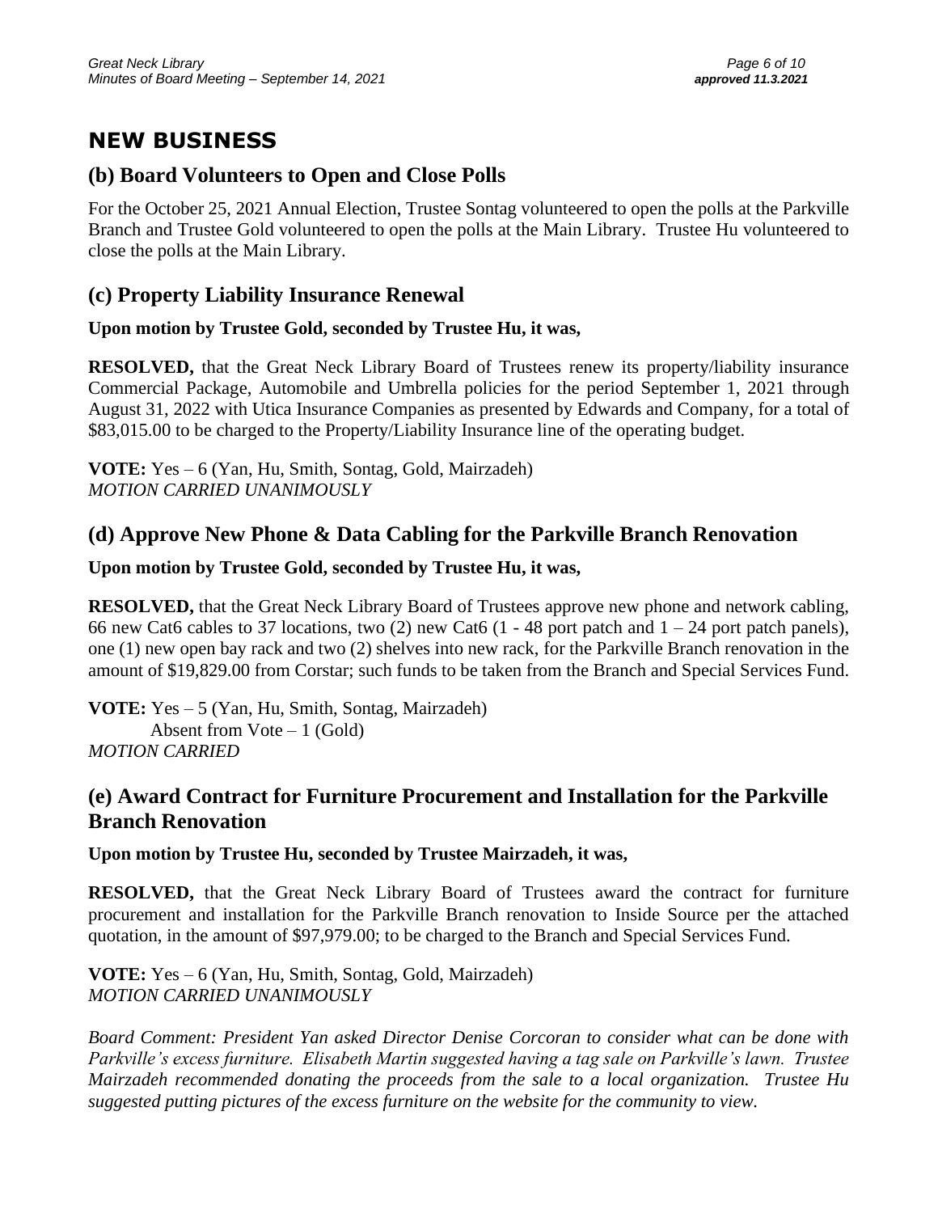# NEW BUSINESS

## (b) Board Volunteers to Open and Close Polls

For the October 25, 2021 Annual Election, Trustee Sontag volunteered to open the polls at the Parkville Branch and Trustee Gold volunteered to open the polls at the Main Library. Trustee Hu volunteered to close the polls at the Main Library.

## (c) Property Liability Insurance Renewal

**Upon motion by Trustee Gold, seconded by Trustee Hu, it was,**

**RESOLVED,** that the Great Neck Library Board of Trustees renew its property/liability insurance Commercial Package, Automobile and Umbrella policies for the period September 1, 2021 through August 31, 2022 with Utica Insurance Companies as presented by Edwards and Company, for a total of $83,015.00 to be charged to the Property/Liability Insurance line of the operating budget.

**VOTE:** Yes – 6 (Yan, Hu, Smith, Sontag, Gold, Mairzadeh)
*MOTION CARRIED UNANIMOUSLY*

## (d) Approve New Phone & Data Cabling for the Parkville Branch Renovation

**Upon motion by Trustee Gold, seconded by Trustee Hu, it was,**

**RESOLVED,** that the Great Neck Library Board of Trustees approve new phone and network cabling, 66 new Cat6 cables to 37 locations, two (2) new Cat6 (1 - 48 port patch and 1 – 24 port patch panels), one (1) new open bay rack and two (2) shelves into new rack, for the Parkville Branch renovation in the amount of $19,829.00 from Corstar; such funds to be taken from the Branch and Special Services Fund.

**VOTE:** Yes – 5 (Yan, Hu, Smith, Sontag, Mairzadeh)
Absent from Vote – 1 (Gold)
*MOTION CARRIED*

## (e) Award Contract for Furniture Procurement and Installation for the Parkville Branch Renovation

**Upon motion by Trustee Hu, seconded by Trustee Mairzadeh, it was,**

**RESOLVED,** that the Great Neck Library Board of Trustees award the contract for furniture procurement and installation for the Parkville Branch renovation to Inside Source per the attached quotation, in the amount of $97,979.00; to be charged to the Branch and Special Services Fund.

**VOTE:** Yes – 6 (Yan, Hu, Smith, Sontag, Gold, Mairzadeh)
*MOTION CARRIED UNANIMOUSLY*

*Board Comment: President Yan asked Director Denise Corcoran to consider what can be done with Parkville's excess furniture. Elisabeth Martin suggested having a tag sale on Parkville's lawn. Trustee Mairzadeh recommended donating the proceeds from the sale to a local organization. Trustee Hu suggested putting pictures of the excess furniture on the website for the community to view.*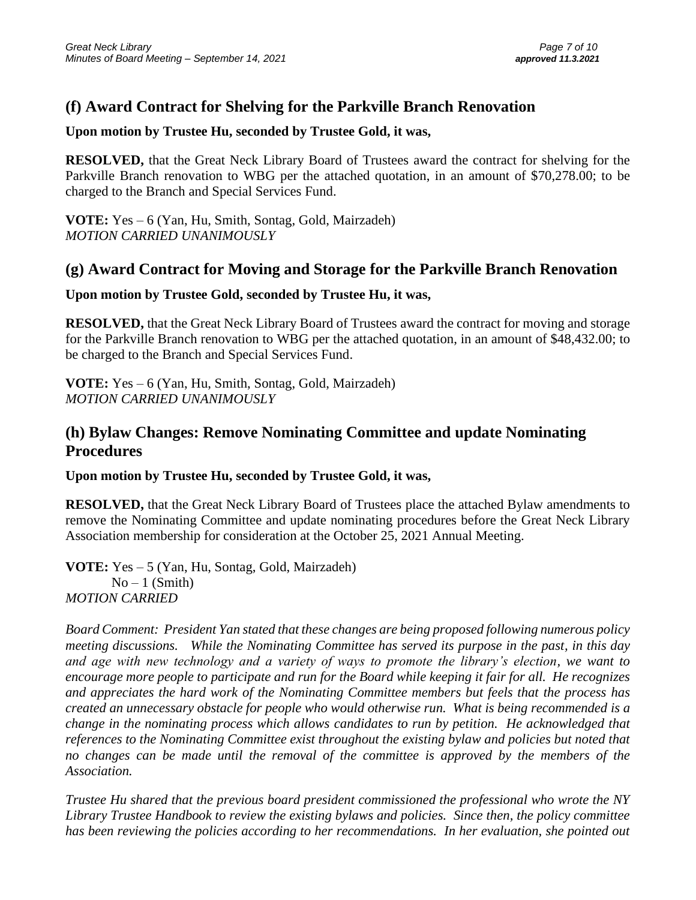## (f) Award Contract for Shelving for the Parkville Branch Renovation

**Upon motion by Trustee Hu, seconded by Trustee Gold, it was,**

**RESOLVED,** that the Great Neck Library Board of Trustees award the contract for shelving for the Parkville Branch renovation to WBG per the attached quotation, in an amount of $70,278.00; to be charged to the Branch and Special Services Fund.

**VOTE:** Yes – 6 (Yan, Hu, Smith, Sontag, Gold, Mairzadeh)
*MOTION CARRIED UNANIMOUSLY*

## (g) Award Contract for Moving and Storage for the Parkville Branch Renovation

**Upon motion by Trustee Gold, seconded by Trustee Hu, it was,**

**RESOLVED,** that the Great Neck Library Board of Trustees award the contract for moving and storage for the Parkville Branch renovation to WBG per the attached quotation, in an amount of $48,432.00; to be charged to the Branch and Special Services Fund.

**VOTE:** Yes – 6 (Yan, Hu, Smith, Sontag, Gold, Mairzadeh)
*MOTION CARRIED UNANIMOUSLY*

## (h) Bylaw Changes: Remove Nominating Committee and update Nominating Procedures

**Upon motion by Trustee Hu, seconded by Trustee Gold, it was,**

**RESOLVED,** that the Great Neck Library Board of Trustees place the attached Bylaw amendments to remove the Nominating Committee and update nominating procedures before the Great Neck Library Association membership for consideration at the October 25, 2021 Annual Meeting.

**VOTE:** Yes – 5 (Yan, Hu, Sontag, Gold, Mairzadeh)
No – 1 (Smith)
*MOTION CARRIED*

*Board Comment: President Yan stated that these changes are being proposed following numerous policy meeting discussions. While the Nominating Committee has served its purpose in the past, in this day and age with new technology and a variety of ways to promote the library's election, we want to encourage more people to participate and run for the Board while keeping it fair for all. He recognizes and appreciates the hard work of the Nominating Committee members but feels that the process has created an unnecessary obstacle for people who would otherwise run. What is being recommended is a change in the nominating process which allows candidates to run by petition. He acknowledged that references to the Nominating Committee exist throughout the existing bylaw and policies but noted that no changes can be made until the removal of the committee is approved by the members of the Association.*

*Trustee Hu shared that the previous board president commissioned the professional who wrote the NY Library Trustee Handbook to review the existing bylaws and policies. Since then, the policy committee has been reviewing the policies according to her recommendations. In her evaluation, she pointed out*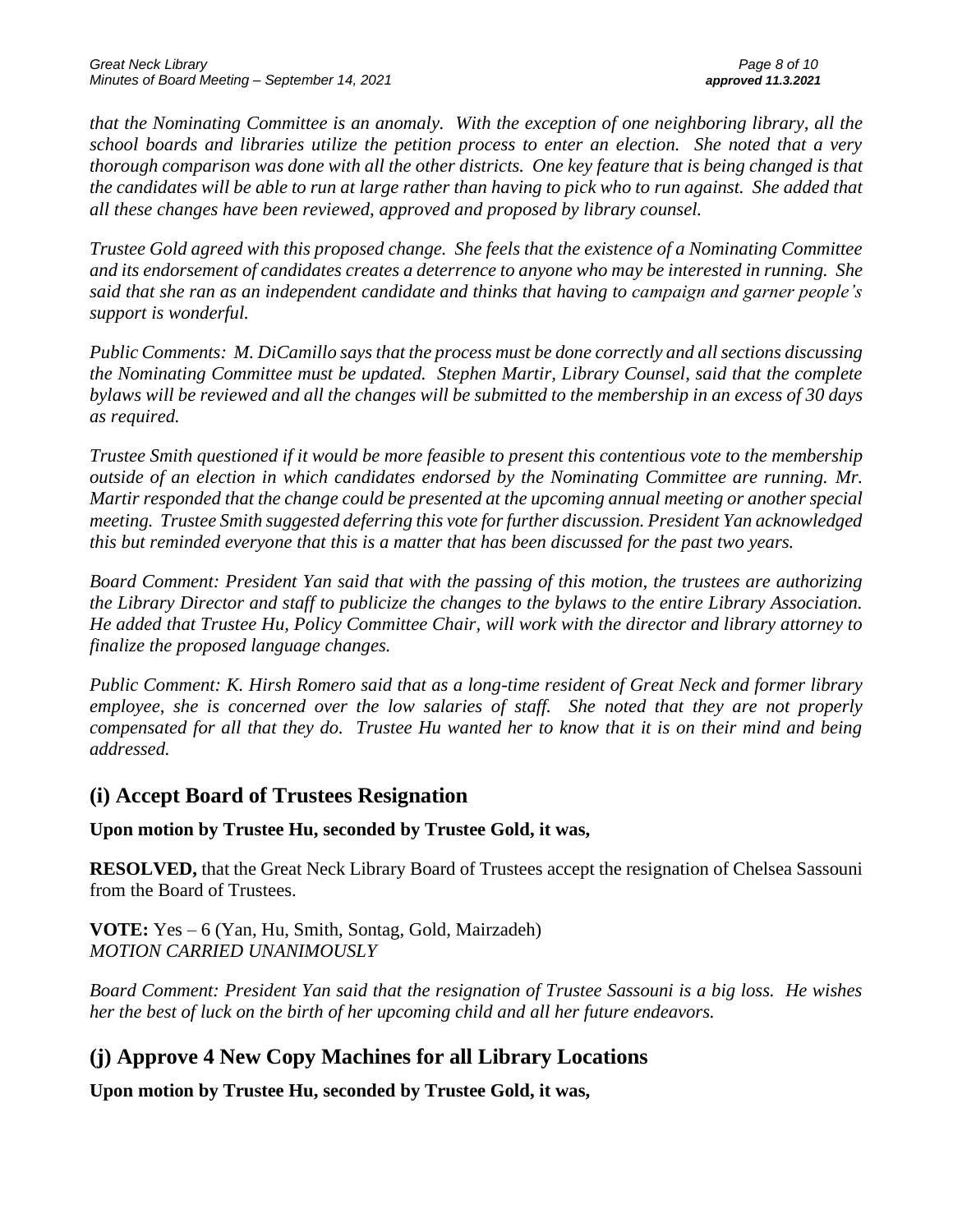*that the Nominating Committee is an anomaly. With the exception of one neighboring library, all the school boards and libraries utilize the petition process to enter an election. She noted that a very thorough comparison was done with all the other districts. One key feature that is being changed is that the candidates will be able to run at large rather than having to pick who to run against. She added that all these changes have been reviewed, approved and proposed by library counsel.*

*Trustee Gold agreed with this proposed change. She feels that the existence of a Nominating Committee and its endorsement of candidates creates a deterrence to anyone who may be interested in running. She said that she ran as an independent candidate and thinks that having to campaign and garner people's support is wonderful.*

*Public Comments: M. DiCamillo says that the process must be done correctly and all sections discussing the Nominating Committee must be updated. Stephen Martir, Library Counsel, said that the complete bylaws will be reviewed and all the changes will be submitted to the membership in an excess of 30 days as required.*

*Trustee Smith questioned if it would be more feasible to present this contentious vote to the membership outside of an election in which candidates endorsed by the Nominating Committee are running. Mr. Martir responded that the change could be presented at the upcoming annual meeting or another special meeting. Trustee Smith suggested deferring this vote for further discussion. President Yan acknowledged this but reminded everyone that this is a matter that has been discussed for the past two years.*

*Board Comment: President Yan said that with the passing of this motion, the trustees are authorizing the Library Director and staff to publicize the changes to the bylaws to the entire Library Association. He added that Trustee Hu, Policy Committee Chair, will work with the director and library attorney to finalize the proposed language changes.*

*Public Comment: K. Hirsh Romero said that as a long-time resident of Great Neck and former library employee, she is concerned over the low salaries of staff. She noted that they are not properly compensated for all that they do. Trustee Hu wanted her to know that it is on their mind and being addressed.*

## (i) Accept Board of Trustees Resignation

**Upon motion by Trustee Hu, seconded by Trustee Gold, it was,**

**RESOLVED,** that the Great Neck Library Board of Trustees accept the resignation of Chelsea Sassouni from the Board of Trustees.

**VOTE:** Yes – 6 (Yan, Hu, Smith, Sontag, Gold, Mairzadeh)
*MOTION CARRIED UNANIMOUSLY*

*Board Comment: President Yan said that the resignation of Trustee Sassouni is a big loss. He wishes her the best of luck on the birth of her upcoming child and all her future endeavors.*

## (j) Approve 4 New Copy Machines for all Library Locations

**Upon motion by Trustee Hu, seconded by Trustee Gold, it was,**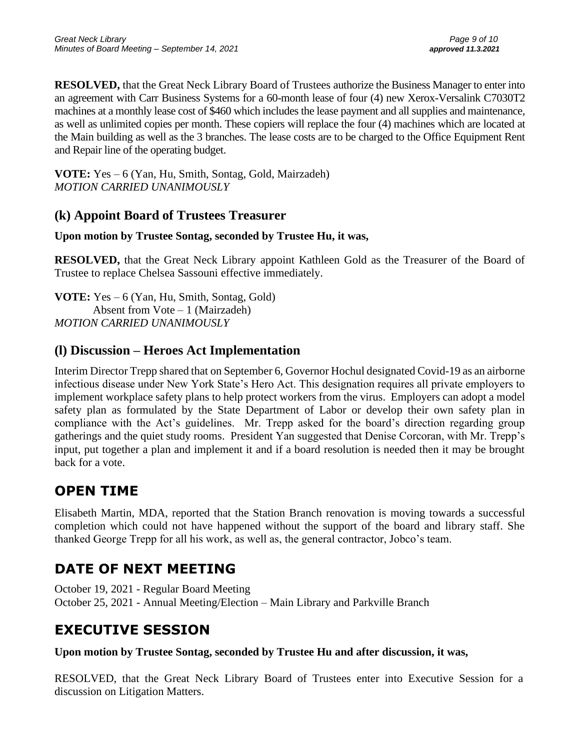**RESOLVED,** that the Great Neck Library Board of Trustees authorize the Business Manager to enter into an agreement with Carr Business Systems for a 60-month lease of four (4) new Xerox-Versalink C7030T2 machines at a monthly lease cost of $460 which includes the lease payment and all supplies and maintenance, as well as unlimited copies per month. These copiers will replace the four (4) machines which are located at the Main building as well as the 3 branches. The lease costs are to be charged to the Office Equipment Rent and Repair line of the operating budget.

**VOTE:** Yes – 6 (Yan, Hu, Smith, Sontag, Gold, Mairzadeh)
*MOTION CARRIED UNANIMOUSLY*

## (k) Appoint Board of Trustees Treasurer

**Upon motion by Trustee Sontag, seconded by Trustee Hu, it was,**

**RESOLVED,** that the Great Neck Library appoint Kathleen Gold as the Treasurer of the Board of Trustee to replace Chelsea Sassouni effective immediately.

**VOTE:** Yes – 6 (Yan, Hu, Smith, Sontag, Gold)
Absent from Vote – 1 (Mairzadeh)
*MOTION CARRIED UNANIMOUSLY*

## (l) Discussion – Heroes Act Implementation

Interim Director Trepp shared that on September 6, Governor Hochul designated Covid-19 as an airborne infectious disease under New York State's Hero Act. This designation requires all private employers to implement workplace safety plans to help protect workers from the virus. Employers can adopt a model safety plan as formulated by the State Department of Labor or develop their own safety plan in compliance with the Act's guidelines. Mr. Trepp asked for the board's direction regarding group gatherings and the quiet study rooms. President Yan suggested that Denise Corcoran, with Mr. Trepp's input, put together a plan and implement it and if a board resolution is needed then it may be brought back for a vote.

# OPEN TIME

Elisabeth Martin, MDA, reported that the Station Branch renovation is moving towards a successful completion which could not have happened without the support of the board and library staff. She thanked George Trepp for all his work, as well as, the general contractor, Jobco's team.

# DATE OF NEXT MEETING

October 19, 2021 - Regular Board Meeting
October 25, 2021 - Annual Meeting/Election – Main Library and Parkville Branch

# EXECUTIVE SESSION

**Upon motion by Trustee Sontag, seconded by Trustee Hu and after discussion, it was,**

RESOLVED, that the Great Neck Library Board of Trustees enter into Executive Session for a discussion on Litigation Matters.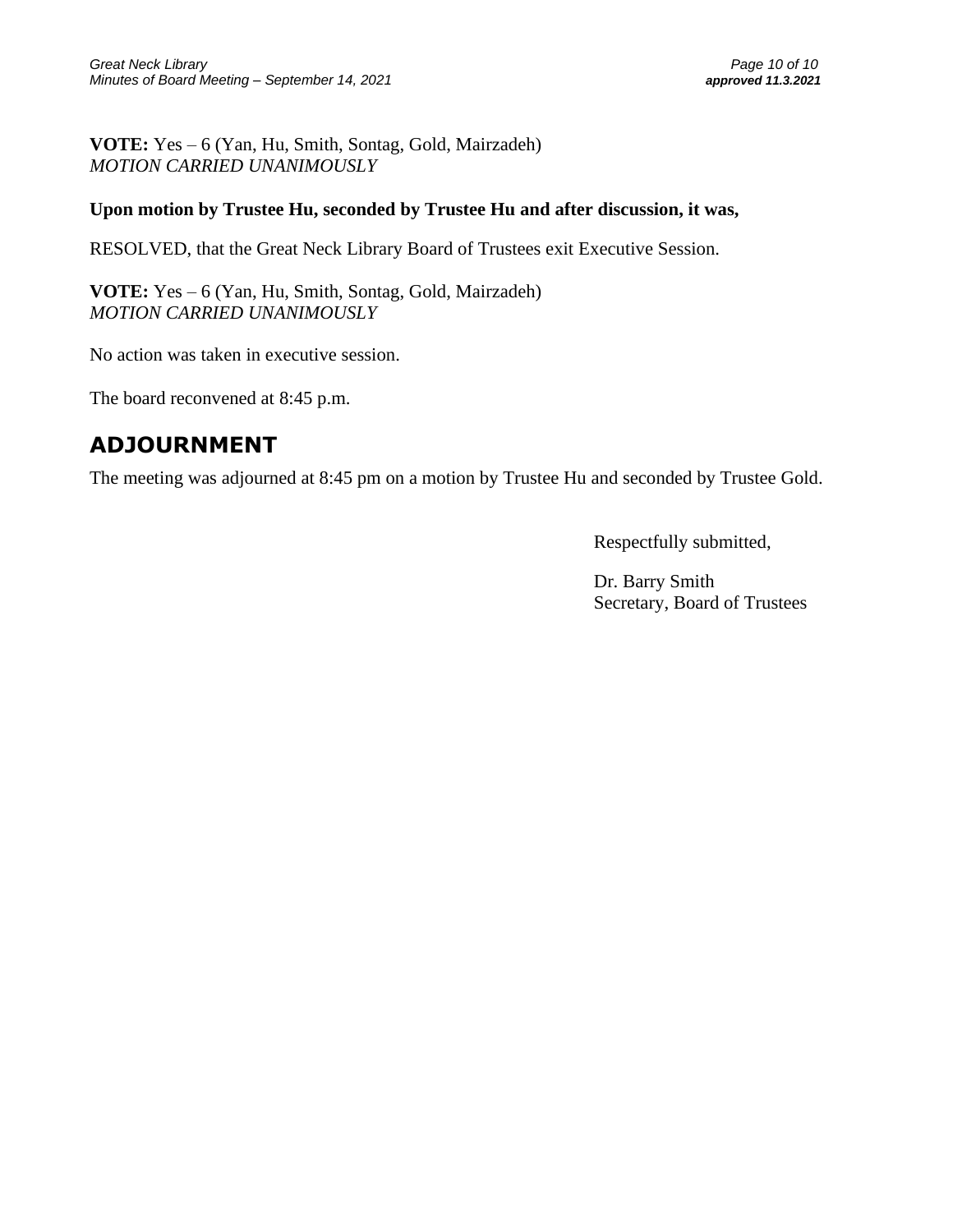**VOTE:** Yes – 6 (Yan, Hu, Smith, Sontag, Gold, Mairzadeh)
*MOTION CARRIED UNANIMOUSLY*

**Upon motion by Trustee Hu, seconded by Trustee Hu and after discussion, it was,**

RESOLVED, that the Great Neck Library Board of Trustees exit Executive Session.

**VOTE:** Yes – 6 (Yan, Hu, Smith, Sontag, Gold, Mairzadeh)
*MOTION CARRIED UNANIMOUSLY*

No action was taken in executive session.

The board reconvened at 8:45 p.m.

## ADJOURNMENT

The meeting was adjourned at 8:45 pm on a motion by Trustee Hu and seconded by Trustee Gold.

Respectfully submitted,

Dr. Barry Smith
Secretary, Board of Trustees